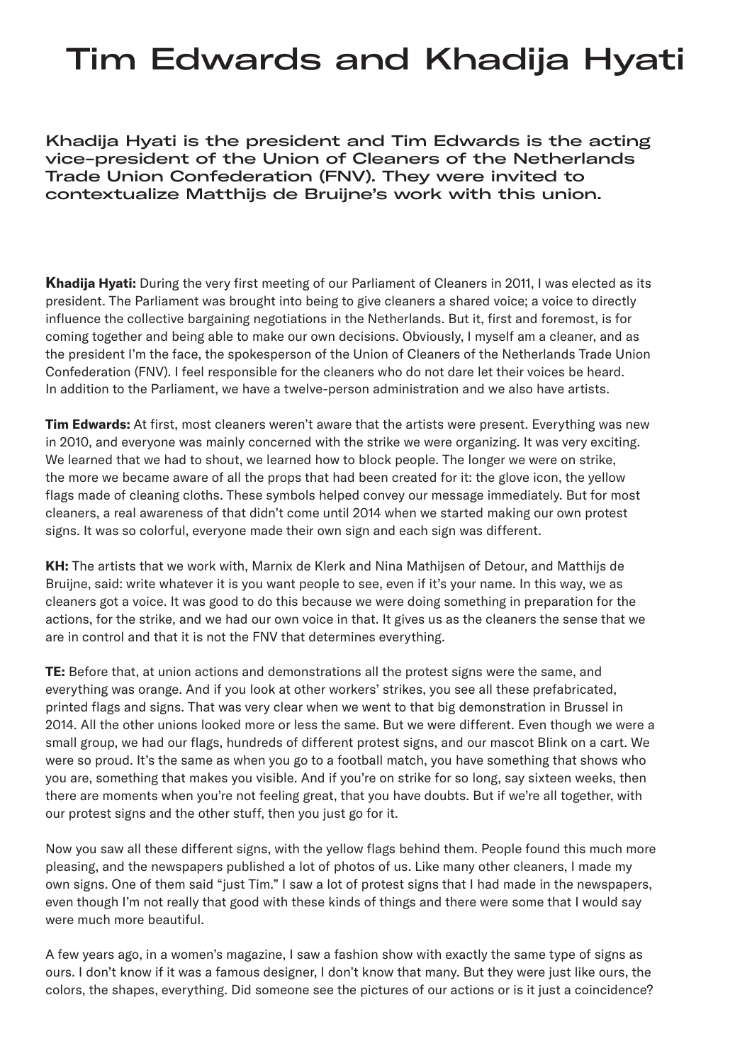# Tim Edwards and Khadija Hyati

**Khadija Hyati is the president and Tim Edwards is the acting vice-president of the Union of Cleaners of the Netherlands Trade Union Confederation (FNV). They were invited to contextualize Matthijs de Bruijne's work with this union.**

**Khadija Hyati:** During the very first meeting of our Parliament of Cleaners in 2011, I was elected as its president. The Parliament was brought into being to give cleaners a shared voice; a voice to directly influence the collective bargaining negotiations in the Netherlands. But it, first and foremost, is for coming together and being able to make our own decisions. Obviously, I myself am a cleaner, and as the president I'm the face, the spokesperson of the Union of Cleaners of the Netherlands Trade Union Confederation (FNV). I feel responsible for the cleaners who do not dare let their voices be heard. In addition to the Parliament, we have a twelve-person administration and we also have artists.

**Tim Edwards:** At first, most cleaners weren't aware that the artists were present. Everything was new in 2010, and everyone was mainly concerned with the strike we were organizing. It was very exciting. We learned that we had to shout, we learned how to block people. The longer we were on strike, the more we became aware of all the props that had been created for it: the glove icon, the yellow flags made of cleaning cloths. These symbols helped convey our message immediately. But for most cleaners, a real awareness of that didn't come until 2014 when we started making our own protest signs. It was so colorful, everyone made their own sign and each sign was different.

**KH:** The artists that we work with, Marnix de Klerk and Nina Mathijsen of Detour, and Matthijs de Bruijne, said: write whatever it is you want people to see, even if it's your name. In this way, we as cleaners got a voice. It was good to do this because we were doing something in preparation for the actions, for the strike, and we had our own voice in that. It gives us as the cleaners the sense that we are in control and that it is not the FNV that determines everything.

**TE:** Before that, at union actions and demonstrations all the protest signs were the same, and everything was orange. And if you look at other workers' strikes, you see all these prefabricated, printed flags and signs. That was very clear when we went to that big demonstration in Brussel in 2014. All the other unions looked more or less the same. But we were different. Even though we were a small group, we had our flags, hundreds of different protest signs, and our mascot Blink on a cart. We were so proud. It's the same as when you go to a football match, you have something that shows who you are, something that makes you visible. And if you're on strike for so long, say sixteen weeks, then there are moments when you're not feeling great, that you have doubts. But if we're all together, with our protest signs and the other stuff, then you just go for it.

Now you saw all these different signs, with the yellow flags behind them. People found this much more pleasing, and the newspapers published a lot of photos of us. Like many other cleaners, I made my own signs. One of them said "just Tim." I saw a lot of protest signs that I had made in the newspapers, even though I'm not really that good with these kinds of things and there were some that I would say were much more beautiful.

A few years ago, in a women's magazine, I saw a fashion show with exactly the same type of signs as ours. I don't know if it was a famous designer, I don't know that many. But they were just like ours, the colors, the shapes, everything. Did someone see the pictures of our actions or is it just a coincidence?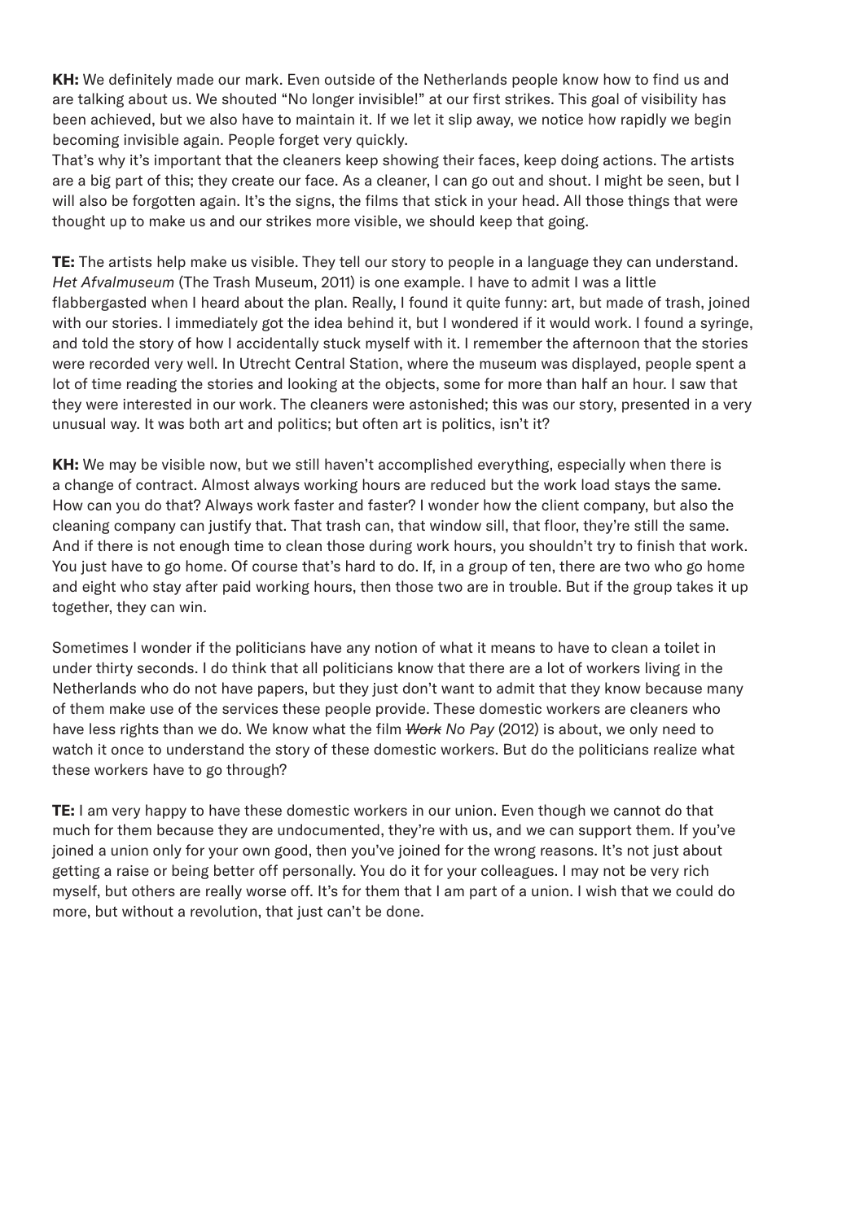**KH:** We definitely made our mark. Even outside of the Netherlands people know how to find us and are talking about us. We shouted "No longer invisible!" at our first strikes. This goal of visibility has been achieved, but we also have to maintain it. If we let it slip away, we notice how rapidly we begin becoming invisible again. People forget very quickly.
That's why it's important that the cleaners keep showing their faces, keep doing actions. The artists are a big part of this; they create our face. As a cleaner, I can go out and shout. I might be seen, but I will also be forgotten again. It's the signs, the films that stick in your head. All those things that were thought up to make us and our strikes more visible, we should keep that going.

**TE:** The artists help make us visible. They tell our story to people in a language they can understand. *Het Afvalmuseum* (The Trash Museum, 2011) is one example. I have to admit I was a little flabbergasted when I heard about the plan. Really, I found it quite funny: art, but made of trash, joined with our stories. I immediately got the idea behind it, but I wondered if it would work. I found a syringe, and told the story of how I accidentally stuck myself with it. I remember the afternoon that the stories were recorded very well. In Utrecht Central Station, where the museum was displayed, people spent a lot of time reading the stories and looking at the objects, some for more than half an hour. I saw that they were interested in our work. The cleaners were astonished; this was our story, presented in a very unusual way. It was both art and politics; but often art is politics, isn't it?

**KH:** We may be visible now, but we still haven't accomplished everything, especially when there is a change of contract. Almost always working hours are reduced but the work load stays the same. How can you do that? Always work faster and faster? I wonder how the client company, but also the cleaning company can justify that. That trash can, that window sill, that floor, they're still the same. And if there is not enough time to clean those during work hours, you shouldn't try to finish that work. You just have to go home. Of course that's hard to do. If, in a group of ten, there are two who go home and eight who stay after paid working hours, then those two are in trouble. But if the group takes it up together, they can win.

Sometimes I wonder if the politicians have any notion of what it means to have to clean a toilet in under thirty seconds. I do think that all politicians know that there are a lot of workers living in the Netherlands who do not have papers, but they just don't want to admit that they know because many of them make use of the services these people provide. These domestic workers are cleaners who have less rights than we do. We know what the film *~~Work~~ No Pay* (2012) is about, we only need to watch it once to understand the story of these domestic workers. But do the politicians realize what these workers have to go through?

**TE:** I am very happy to have these domestic workers in our union. Even though we cannot do that much for them because they are undocumented, they're with us, and we can support them. If you've joined a union only for your own good, then you've joined for the wrong reasons. It's not just about getting a raise or being better off personally. You do it for your colleagues. I may not be very rich myself, but others are really worse off. It's for them that I am part of a union. I wish that we could do more, but without a revolution, that just can't be done.